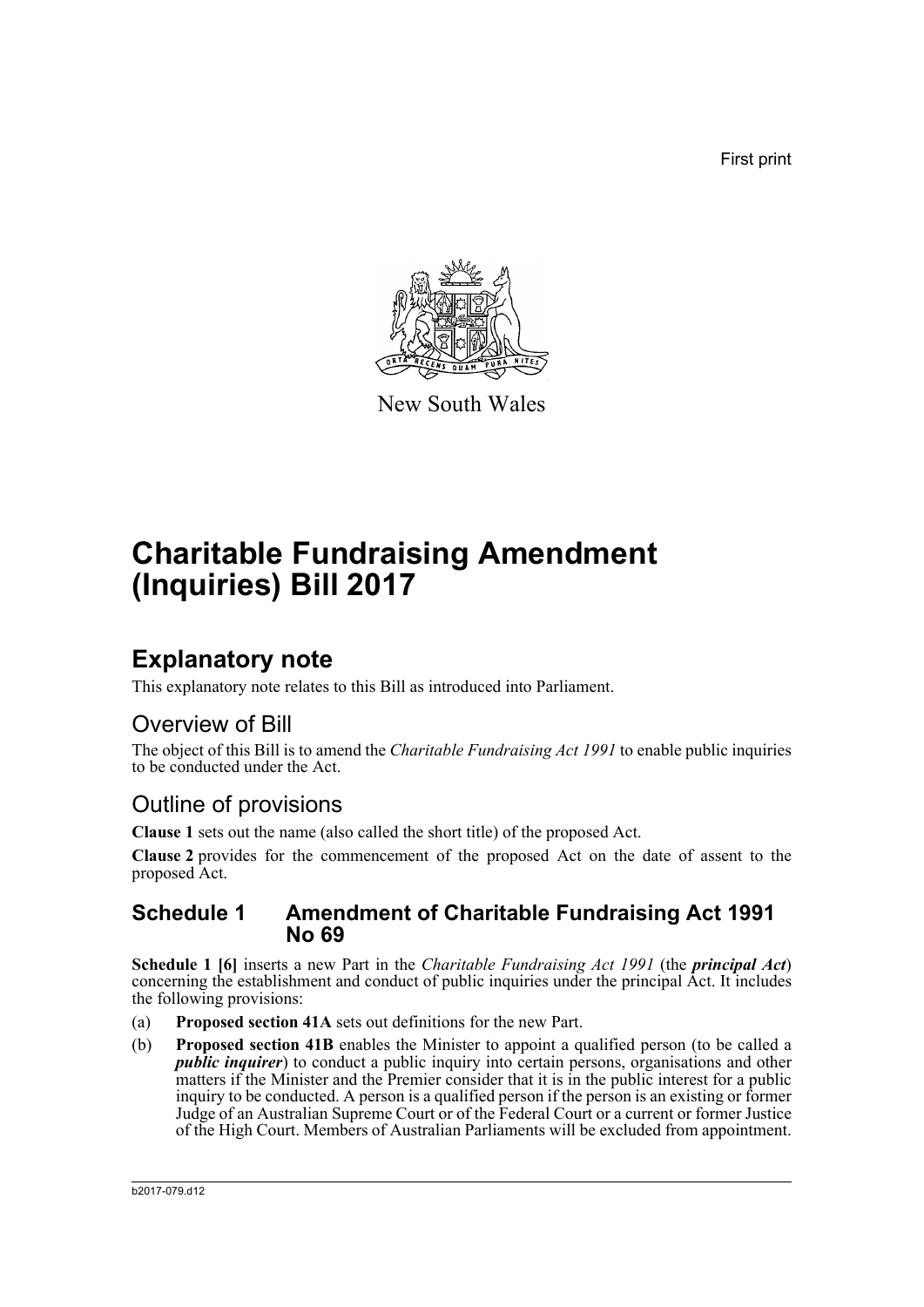First print

New South Wales

# Charitable Fundraising Amendment (Inquiries) Bill 2017

## Explanatory note

This explanatory note relates to this Bill as introduced into Parliament.

### Overview of Bill

The object of this Bill is to amend the *Charitable Fundraising Act 1991* to enable public inquiries to be conducted under the Act.

### Outline of provisions

**Clause 1** sets out the name (also called the short title) of the proposed Act.

**Clause 2** provides for the commencement of the proposed Act on the date of assent to the proposed Act.

### Schedule 1 Amendment of Charitable Fundraising Act 1991 No 69

**Schedule 1 [6]** inserts a new Part in the *Charitable Fundraising Act 1991* (the ***principal Act***) concerning the establishment and conduct of public inquiries under the principal Act. It includes the following provisions:

(a) **Proposed section 41A** sets out definitions for the new Part.

(b) **Proposed section 41B** enables the Minister to appoint a qualified person (to be called a ***public inquirer***) to conduct a public inquiry into certain persons, organisations and other matters if the Minister and the Premier consider that it is in the public interest for a public inquiry to be conducted. A person is a qualified person if the person is an existing or former Judge of an Australian Supreme Court or of the Federal Court or a current or former Justice of the High Court. Members of Australian Parliaments will be excluded from appointment.

b2017-079.d12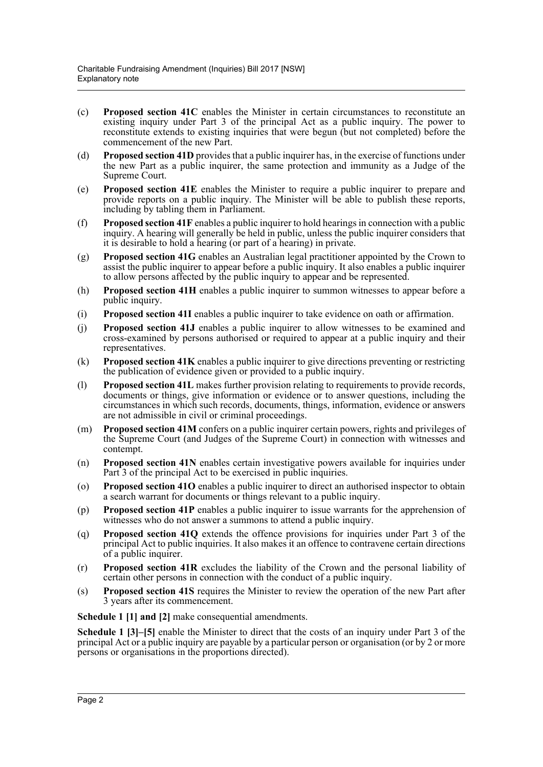(c) **Proposed section 41C** enables the Minister in certain circumstances to reconstitute an existing inquiry under Part 3 of the principal Act as a public inquiry. The power to reconstitute extends to existing inquiries that were begun (but not completed) before the commencement of the new Part.

(d) **Proposed section 41D** provides that a public inquirer has, in the exercise of functions under the new Part as a public inquirer, the same protection and immunity as a Judge of the Supreme Court.

(e) **Proposed section 41E** enables the Minister to require a public inquirer to prepare and provide reports on a public inquiry. The Minister will be able to publish these reports, including by tabling them in Parliament.

(f) **Proposed section 41F** enables a public inquirer to hold hearings in connection with a public inquiry. A hearing will generally be held in public, unless the public inquirer considers that it is desirable to hold a hearing (or part of a hearing) in private.

(g) **Proposed section 41G** enables an Australian legal practitioner appointed by the Crown to assist the public inquirer to appear before a public inquiry. It also enables a public inquirer to allow persons affected by the public inquiry to appear and be represented.

(h) **Proposed section 41H** enables a public inquirer to summon witnesses to appear before a public inquiry.

(i) **Proposed section 41I** enables a public inquirer to take evidence on oath or affirmation.

(j) **Proposed section 41J** enables a public inquirer to allow witnesses to be examined and cross-examined by persons authorised or required to appear at a public inquiry and their representatives.

(k) **Proposed section 41K** enables a public inquirer to give directions preventing or restricting the publication of evidence given or provided to a public inquiry.

(l) **Proposed section 41L** makes further provision relating to requirements to provide records, documents or things, give information or evidence or to answer questions, including the circumstances in which such records, documents, things, information, evidence or answers are not admissible in civil or criminal proceedings.

(m) **Proposed section 41M** confers on a public inquirer certain powers, rights and privileges of the Supreme Court (and Judges of the Supreme Court) in connection with witnesses and contempt.

(n) **Proposed section 41N** enables certain investigative powers available for inquiries under Part 3 of the principal Act to be exercised in public inquiries.

(o) **Proposed section 41O** enables a public inquirer to direct an authorised inspector to obtain a search warrant for documents or things relevant to a public inquiry.

(p) **Proposed section 41P** enables a public inquirer to issue warrants for the apprehension of witnesses who do not answer a summons to attend a public inquiry.

(q) **Proposed section 41Q** extends the offence provisions for inquiries under Part 3 of the principal Act to public inquiries. It also makes it an offence to contravene certain directions of a public inquirer.

(r) **Proposed section 41R** excludes the liability of the Crown and the personal liability of certain other persons in connection with the conduct of a public inquiry.

(s) **Proposed section 41S** requires the Minister to review the operation of the new Part after 3 years after its commencement.

**Schedule 1 [1] and [2]** make consequential amendments.

**Schedule 1 [3]–[5]** enable the Minister to direct that the costs of an inquiry under Part 3 of the principal Act or a public inquiry are payable by a particular person or organisation (or by 2 or more persons or organisations in the proportions directed).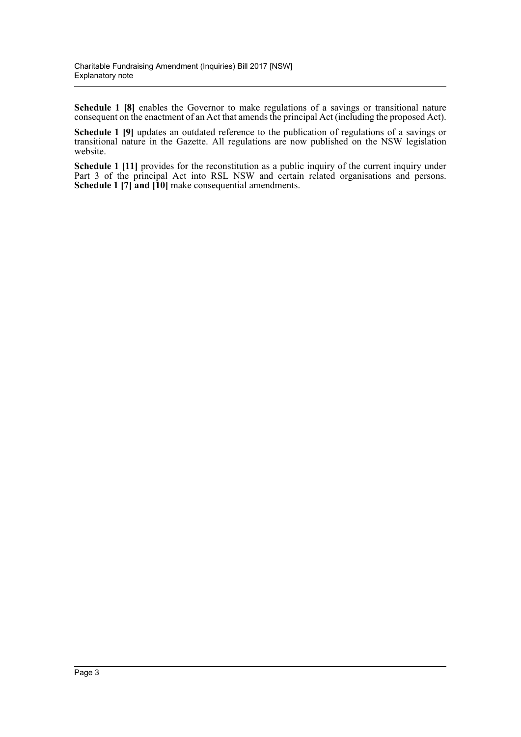**Schedule 1 [8]** enables the Governor to make regulations of a savings or transitional nature consequent on the enactment of an Act that amends the principal Act (including the proposed Act).

**Schedule 1 [9]** updates an outdated reference to the publication of regulations of a savings or transitional nature in the Gazette. All regulations are now published on the NSW legislation website.

**Schedule 1 [11]** provides for the reconstitution as a public inquiry of the current inquiry under Part 3 of the principal Act into RSL NSW and certain related organisations and persons. **Schedule 1 [7] and [10]** make consequential amendments.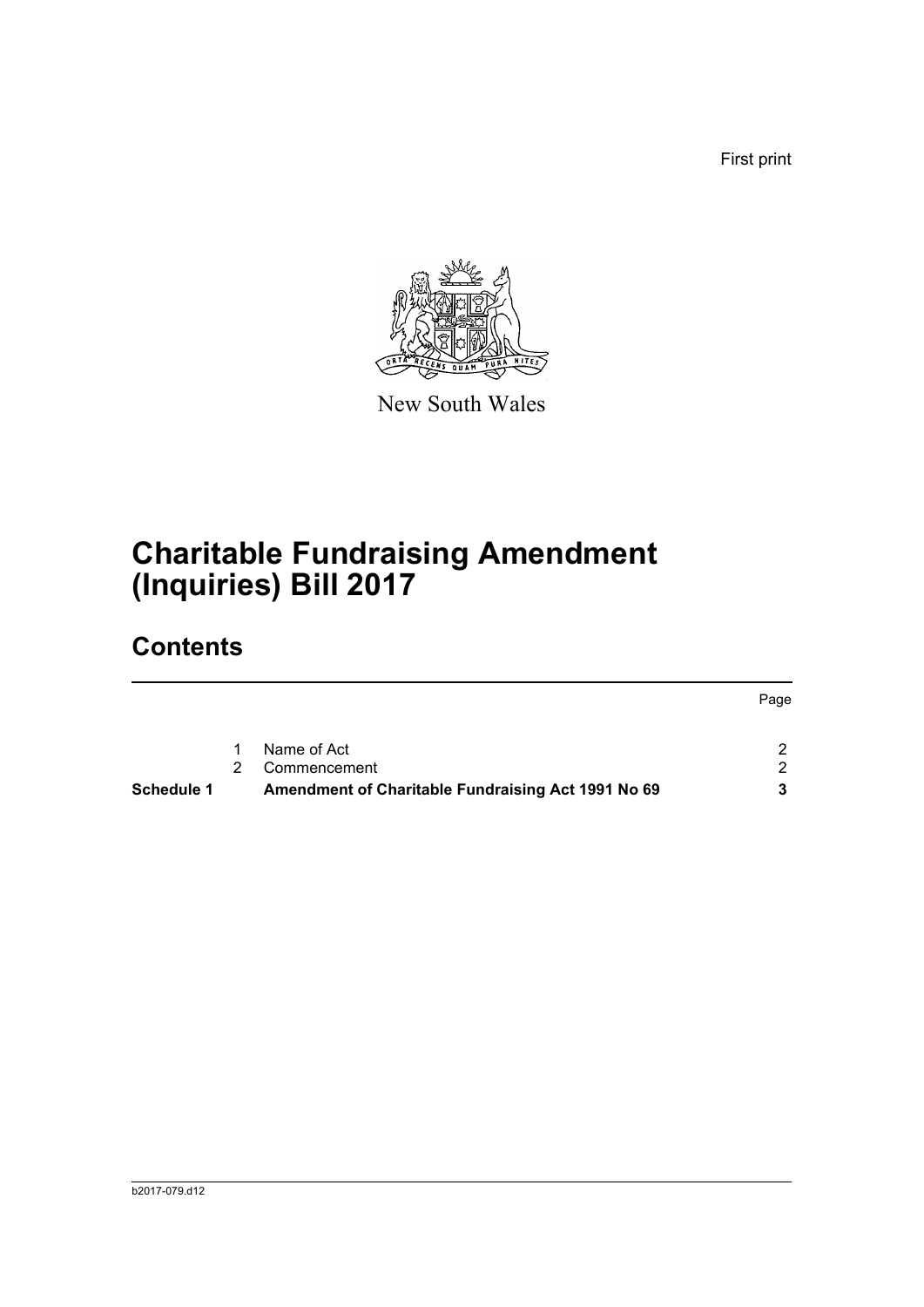First print

New South Wales

# Charitable Fundraising Amendment (Inquiries) Bill 2017

## Contents

| | | | Page |
|---|---|---|---|
| | 1 | Name of Act | 2 |
| | 2 | Commencement | 2 |
| **Schedule 1** | | **Amendment of Charitable Fundraising Act 1991 No 69** | **3** |

b2017-079.d12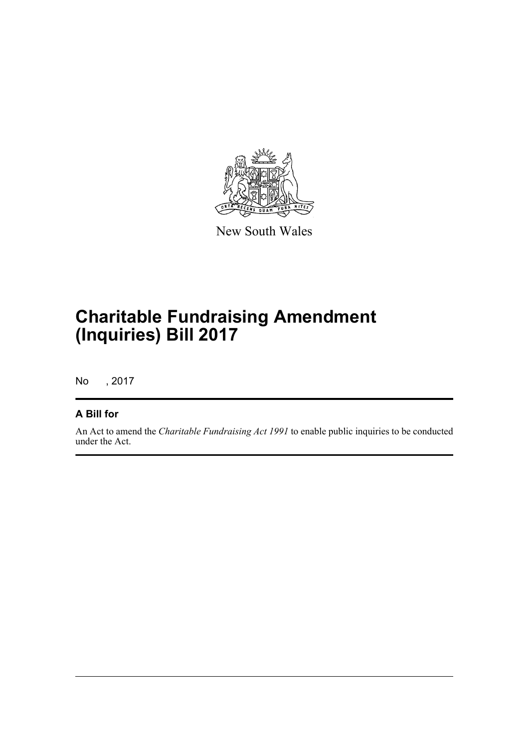New South Wales

# Charitable Fundraising Amendment (Inquiries) Bill 2017

No , 2017

## A Bill for

An Act to amend the *Charitable Fundraising Act 1991* to enable public inquiries to be conducted under the Act.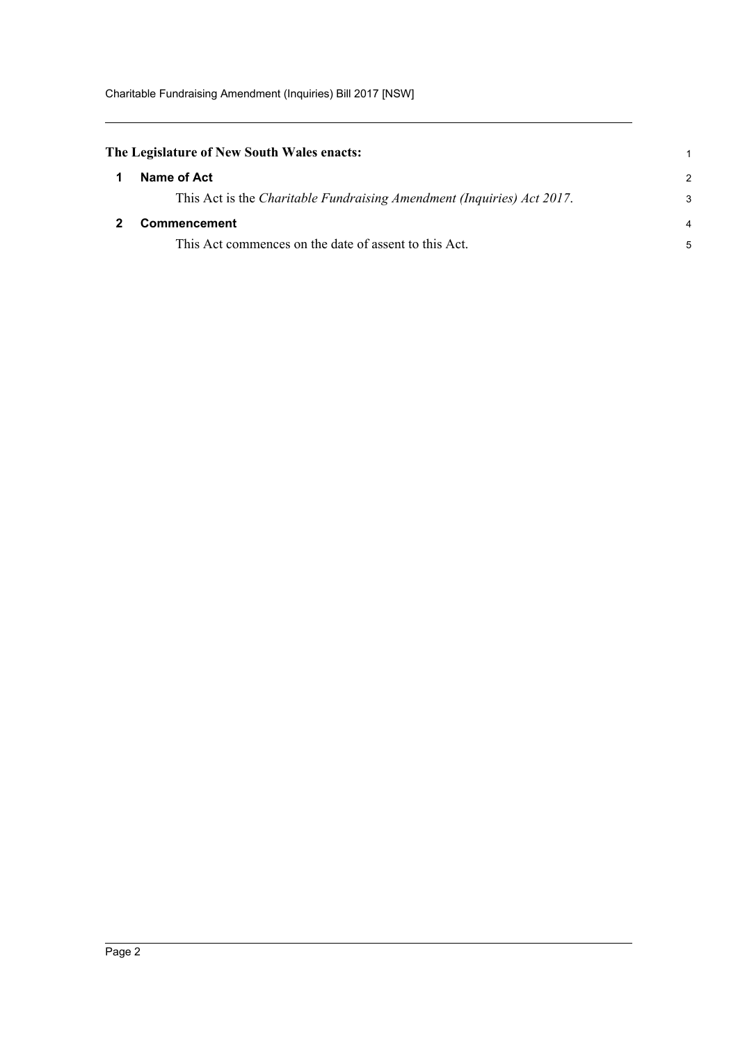**The Legislature of New South Wales enacts:**

## 1 Name of Act

This Act is the *Charitable Fundraising Amendment (Inquiries) Act 2017*.

## 2 Commencement

This Act commences on the date of assent to this Act.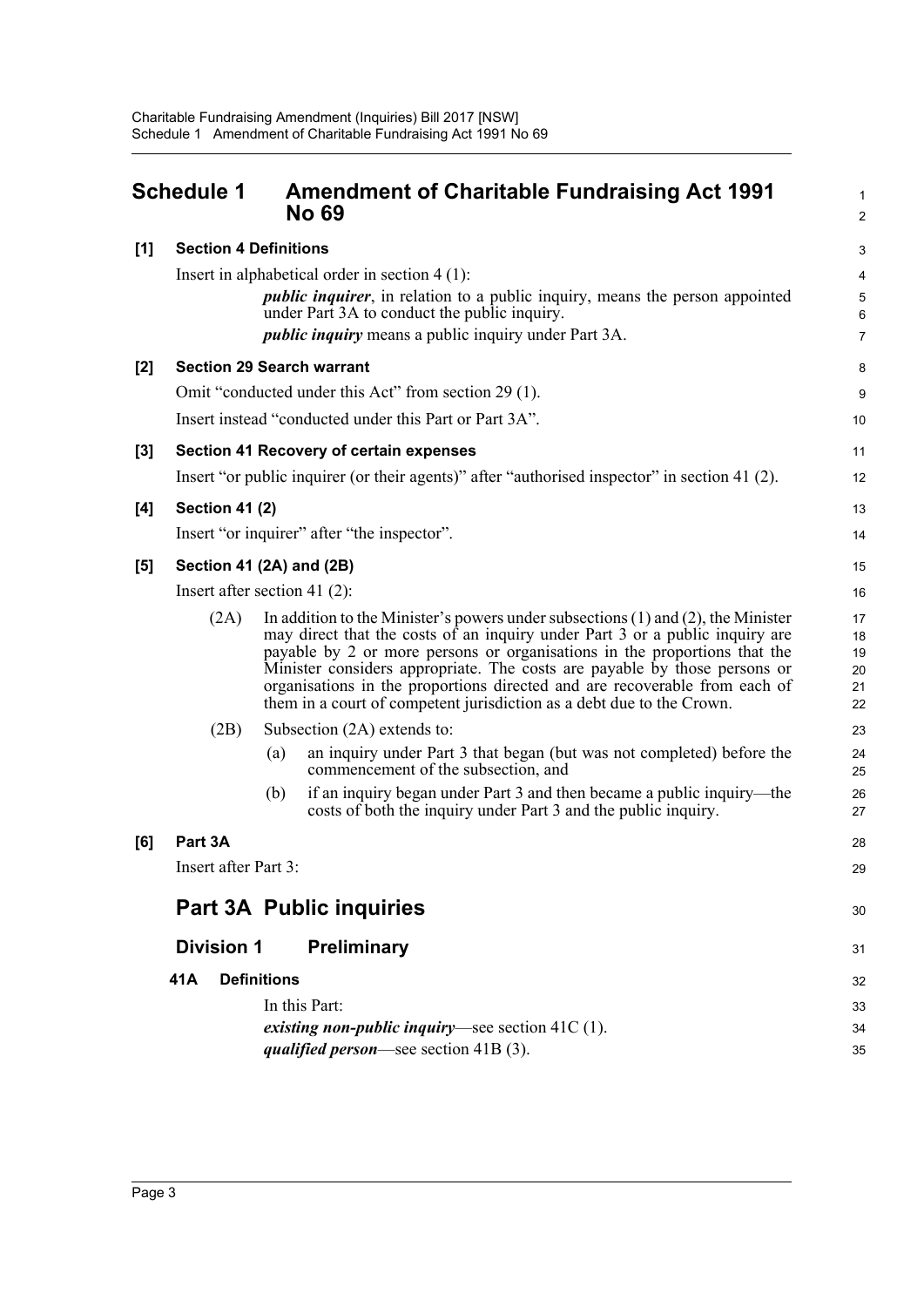# Schedule 1 Amendment of Charitable Fundraising Act 1991 No 69

**[1] Section 4 Definitions**

Insert in alphabetical order in section 4 (1):

> ***public inquirer***, in relation to a public inquiry, means the person appointed under Part 3A to conduct the public inquiry.
>
> ***public inquiry*** means a public inquiry under Part 3A.

**[2] Section 29 Search warrant**

Omit "conducted under this Act" from section 29 (1).

Insert instead "conducted under this Part or Part 3A".

**[3] Section 41 Recovery of certain expenses**

Insert "or public inquirer (or their agents)" after "authorised inspector" in section 41 (2).

**[4] Section 41 (2)**

Insert "or inquirer" after "the inspector".

**[5] Section 41 (2A) and (2B)**

Insert after section 41 (2):

> (2A) In addition to the Minister's powers under subsections (1) and (2), the Minister may direct that the costs of an inquiry under Part 3 or a public inquiry are payable by 2 or more persons or organisations in the proportions that the Minister considers appropriate. The costs are payable by those persons or organisations in the proportions directed and are recoverable from each of them in a court of competent jurisdiction as a debt due to the Crown.
>
> (2B) Subsection (2A) extends to:
>
> (a) an inquiry under Part 3 that began (but was not completed) before the commencement of the subsection, and
>
> (b) if an inquiry began under Part 3 and then became a public inquiry—the costs of both the inquiry under Part 3 and the public inquiry.

**[6] Part 3A**

Insert after Part 3:

## Part 3A Public inquiries

### Division 1 Preliminary

**41A Definitions**

In this Part:

***existing non-public inquiry***—see section 41C (1).

***qualified person***—see section 41B (3).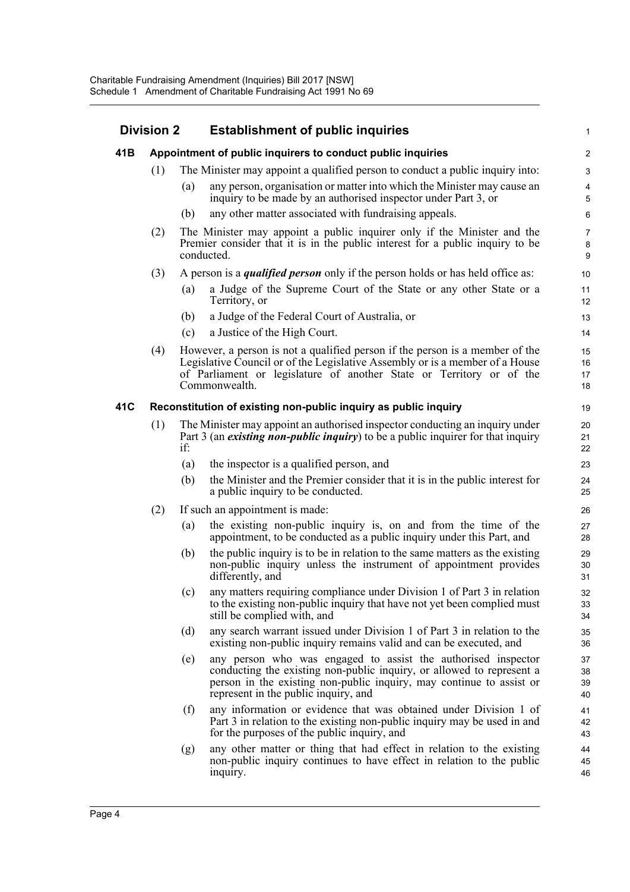## Division 2 Establishment of public inquiries

### 41B Appointment of public inquirers to conduct public inquiries

(1) The Minister may appoint a qualified person to conduct a public inquiry into:

(a) any person, organisation or matter into which the Minister may cause an inquiry to be made by an authorised inspector under Part 3, or

(b) any other matter associated with fundraising appeals.

(2) The Minister may appoint a public inquirer only if the Minister and the Premier consider that it is in the public interest for a public inquiry to be conducted.

(3) A person is a ***qualified person*** only if the person holds or has held office as:

(a) a Judge of the Supreme Court of the State or any other State or a Territory, or

(b) a Judge of the Federal Court of Australia, or

(c) a Justice of the High Court.

(4) However, a person is not a qualified person if the person is a member of the Legislative Council or of the Legislative Assembly or is a member of a House of Parliament or legislature of another State or Territory or of the Commonwealth.

### 41C Reconstitution of existing non-public inquiry as public inquiry

(1) The Minister may appoint an authorised inspector conducting an inquiry under Part 3 (an ***existing non-public inquiry***) to be a public inquirer for that inquiry if:

(a) the inspector is a qualified person, and

(b) the Minister and the Premier consider that it is in the public interest for a public inquiry to be conducted.

(2) If such an appointment is made:

(a) the existing non-public inquiry is, on and from the time of the appointment, to be conducted as a public inquiry under this Part, and

(b) the public inquiry is to be in relation to the same matters as the existing non-public inquiry unless the instrument of appointment provides differently, and

(c) any matters requiring compliance under Division 1 of Part 3 in relation to the existing non-public inquiry that have not yet been complied must still be complied with, and

(d) any search warrant issued under Division 1 of Part 3 in relation to the existing non-public inquiry remains valid and can be executed, and

(e) any person who was engaged to assist the authorised inspector conducting the existing non-public inquiry, or allowed to represent a person in the existing non-public inquiry, may continue to assist or represent in the public inquiry, and

(f) any information or evidence that was obtained under Division 1 of Part 3 in relation to the existing non-public inquiry may be used in and for the purposes of the public inquiry, and

(g) any other matter or thing that had effect in relation to the existing non-public inquiry continues to have effect in relation to the public inquiry.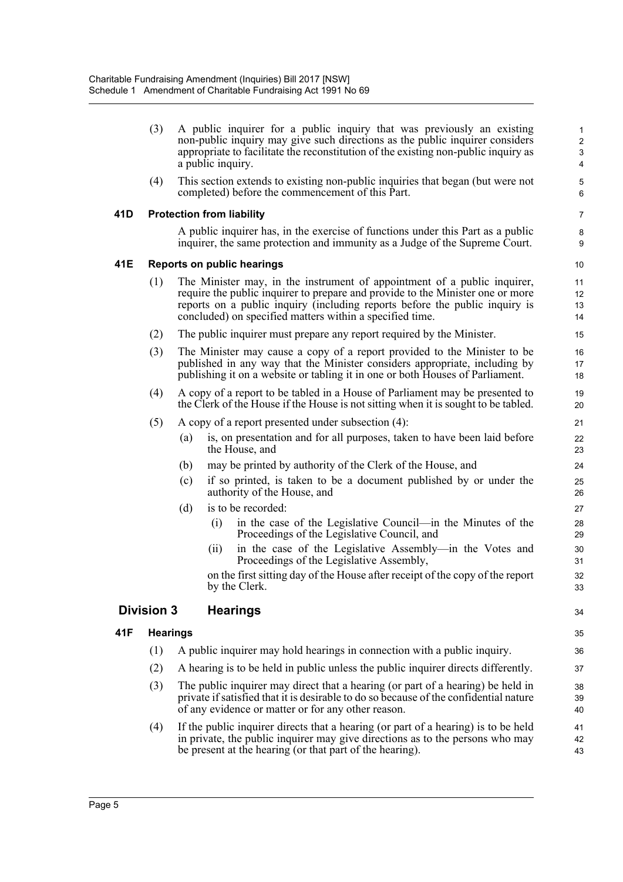(3) A public inquirer for a public inquiry that was previously an existing non-public inquiry may give such directions as the public inquirer considers appropriate to facilitate the reconstitution of the existing non-public inquiry as a public inquiry.

(4) This section extends to existing non-public inquiries that began (but were not completed) before the commencement of this Part.

### 41D Protection from liability

A public inquirer has, in the exercise of functions under this Part as a public inquirer, the same protection and immunity as a Judge of the Supreme Court.

### 41E Reports on public hearings

(1) The Minister may, in the instrument of appointment of a public inquirer, require the public inquirer to prepare and provide to the Minister one or more reports on a public inquiry (including reports before the public inquiry is concluded) on specified matters within a specified time.

(2) The public inquirer must prepare any report required by the Minister.

(3) The Minister may cause a copy of a report provided to the Minister to be published in any way that the Minister considers appropriate, including by publishing it on a website or tabling it in one or both Houses of Parliament.

(4) A copy of a report to be tabled in a House of Parliament may be presented to the Clerk of the House if the House is not sitting when it is sought to be tabled.

(5) A copy of a report presented under subsection (4):

- (a) is, on presentation and for all purposes, taken to have been laid before the House, and
- (b) may be printed by authority of the Clerk of the House, and
- (c) if so printed, is taken to be a document published by or under the authority of the House, and
- (d) is to be recorded:
  - (i) in the case of the Legislative Council—in the Minutes of the Proceedings of the Legislative Council, and
  - (ii) in the case of the Legislative Assembly—in the Votes and Proceedings of the Legislative Assembly,

  on the first sitting day of the House after receipt of the copy of the report by the Clerk.

## Division 3 Hearings

### 41F Hearings

(1) A public inquirer may hold hearings in connection with a public inquiry.

(2) A hearing is to be held in public unless the public inquirer directs differently.

(3) The public inquirer may direct that a hearing (or part of a hearing) be held in private if satisfied that it is desirable to do so because of the confidential nature of any evidence or matter or for any other reason.

(4) If the public inquirer directs that a hearing (or part of a hearing) is to be held in private, the public inquirer may give directions as to the persons who may be present at the hearing (or that part of the hearing).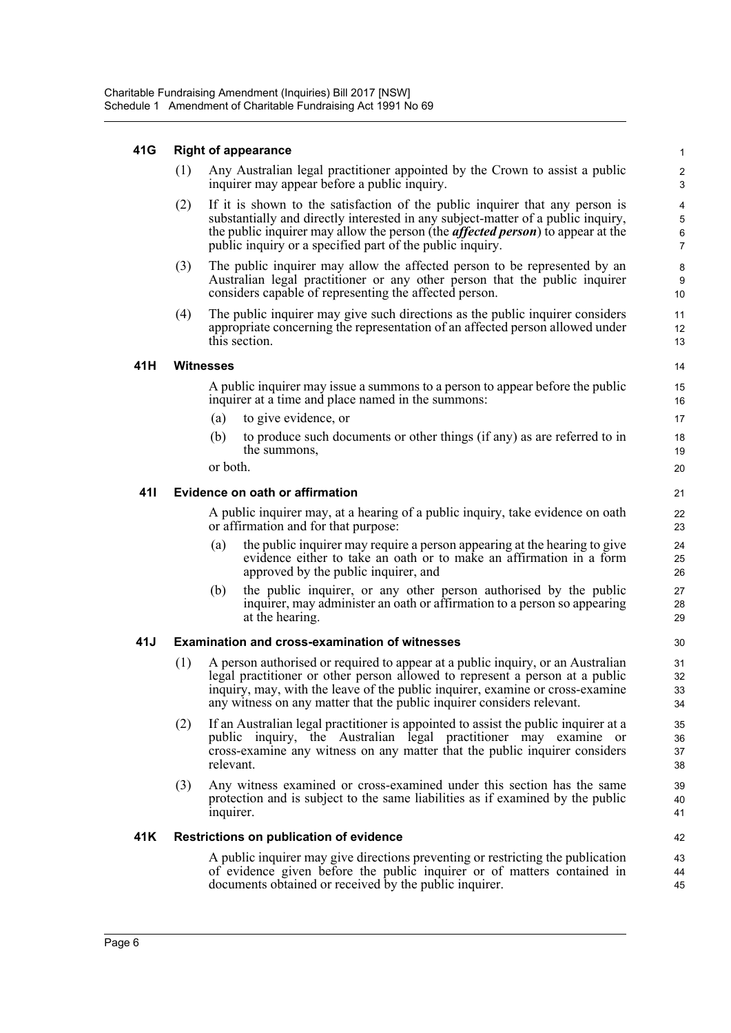### 41G Right of appearance

(1) Any Australian legal practitioner appointed by the Crown to assist a public inquirer may appear before a public inquiry.

(2) If it is shown to the satisfaction of the public inquirer that any person is substantially and directly interested in any subject-matter of a public inquiry, the public inquirer may allow the person (the ***affected person***) to appear at the public inquiry or a specified part of the public inquiry.

(3) The public inquirer may allow the affected person to be represented by an Australian legal practitioner or any other person that the public inquirer considers capable of representing the affected person.

(4) The public inquirer may give such directions as the public inquirer considers appropriate concerning the representation of an affected person allowed under this section.

### 41H Witnesses

A public inquirer may issue a summons to a person to appear before the public inquirer at a time and place named in the summons:

(a) to give evidence, or

(b) to produce such documents or other things (if any) as are referred to in the summons,

or both.

### 41I Evidence on oath or affirmation

A public inquirer may, at a hearing of a public inquiry, take evidence on oath or affirmation and for that purpose:

(a) the public inquirer may require a person appearing at the hearing to give evidence either to take an oath or to make an affirmation in a form approved by the public inquirer, and

(b) the public inquirer, or any other person authorised by the public inquirer, may administer an oath or affirmation to a person so appearing at the hearing.

### 41J Examination and cross-examination of witnesses

(1) A person authorised or required to appear at a public inquiry, or an Australian legal practitioner or other person allowed to represent a person at a public inquiry, may, with the leave of the public inquirer, examine or cross-examine any witness on any matter that the public inquirer considers relevant.

(2) If an Australian legal practitioner is appointed to assist the public inquirer at a public inquiry, the Australian legal practitioner may examine or cross-examine any witness on any matter that the public inquirer considers relevant.

(3) Any witness examined or cross-examined under this section has the same protection and is subject to the same liabilities as if examined by the public inquirer.

### 41K Restrictions on publication of evidence

A public inquirer may give directions preventing or restricting the publication of evidence given before the public inquirer or of matters contained in documents obtained or received by the public inquirer.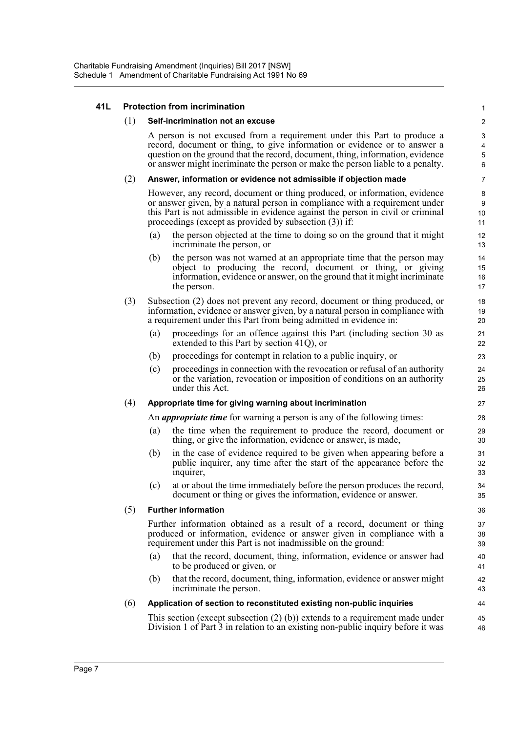### 41L Protection from incrimination

(1) **Self-incrimination not an excuse**

A person is not excused from a requirement under this Part to produce a record, document or thing, to give information or evidence or to answer a question on the ground that the record, document, thing, information, evidence or answer might incriminate the person or make the person liable to a penalty.

(2) **Answer, information or evidence not admissible if objection made**

However, any record, document or thing produced, or information, evidence or answer given, by a natural person in compliance with a requirement under this Part is not admissible in evidence against the person in civil or criminal proceedings (except as provided by subsection (3)) if:

(a) the person objected at the time to doing so on the ground that it might incriminate the person, or

(b) the person was not warned at an appropriate time that the person may object to producing the record, document or thing, or giving information, evidence or answer, on the ground that it might incriminate the person.

(3) Subsection (2) does not prevent any record, document or thing produced, or information, evidence or answer given, by a natural person in compliance with a requirement under this Part from being admitted in evidence in:

(a) proceedings for an offence against this Part (including section 30 as extended to this Part by section 41Q), or

(b) proceedings for contempt in relation to a public inquiry, or

(c) proceedings in connection with the revocation or refusal of an authority or the variation, revocation or imposition of conditions on an authority under this Act.

(4) **Appropriate time for giving warning about incrimination**

An ***appropriate time*** for warning a person is any of the following times:

(a) the time when the requirement to produce the record, document or thing, or give the information, evidence or answer, is made,

(b) in the case of evidence required to be given when appearing before a public inquirer, any time after the start of the appearance before the inquirer,

(c) at or about the time immediately before the person produces the record, document or thing or gives the information, evidence or answer.

(5) **Further information**

Further information obtained as a result of a record, document or thing produced or information, evidence or answer given in compliance with a requirement under this Part is not inadmissible on the ground:

(a) that the record, document, thing, information, evidence or answer had to be produced or given, or

(b) that the record, document, thing, information, evidence or answer might incriminate the person.

(6) **Application of section to reconstituted existing non-public inquiries**

This section (except subsection (2) (b)) extends to a requirement made under Division 1 of Part 3 in relation to an existing non-public inquiry before it was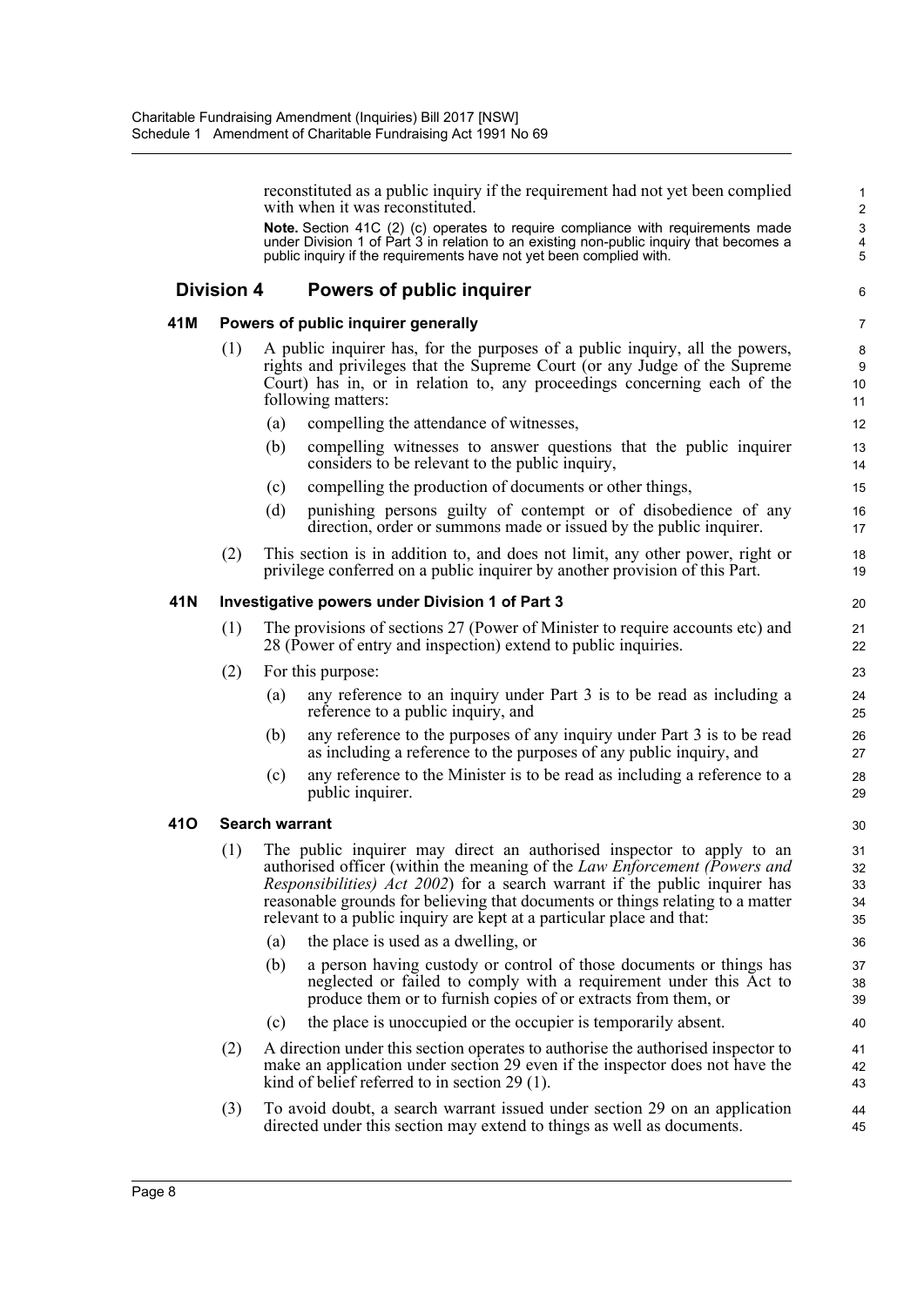reconstituted as a public inquiry if the requirement had not yet been complied with when it was reconstituted.

**Note.** Section 41C (2) (c) operates to require compliance with requirements made under Division 1 of Part 3 in relation to an existing non-public inquiry that becomes a public inquiry if the requirements have not yet been complied with.

## Division 4 Powers of public inquirer

### 41M Powers of public inquirer generally

(1) A public inquirer has, for the purposes of a public inquiry, all the powers, rights and privileges that the Supreme Court (or any Judge of the Supreme Court) has in, or in relation to, any proceedings concerning each of the following matters:

(a) compelling the attendance of witnesses,

(b) compelling witnesses to answer questions that the public inquirer considers to be relevant to the public inquiry,

(c) compelling the production of documents or other things,

(d) punishing persons guilty of contempt or of disobedience of any direction, order or summons made or issued by the public inquirer.

(2) This section is in addition to, and does not limit, any other power, right or privilege conferred on a public inquirer by another provision of this Part.

### 41N Investigative powers under Division 1 of Part 3

(1) The provisions of sections 27 (Power of Minister to require accounts etc) and 28 (Power of entry and inspection) extend to public inquiries.

(2) For this purpose:

(a) any reference to an inquiry under Part 3 is to be read as including a reference to a public inquiry, and

(b) any reference to the purposes of any inquiry under Part 3 is to be read as including a reference to the purposes of any public inquiry, and

(c) any reference to the Minister is to be read as including a reference to a public inquirer.

### 41O Search warrant

(1) The public inquirer may direct an authorised inspector to apply to an authorised officer (within the meaning of the *Law Enforcement (Powers and Responsibilities) Act 2002*) for a search warrant if the public inquirer has reasonable grounds for believing that documents or things relating to a matter relevant to a public inquiry are kept at a particular place and that:

(a) the place is used as a dwelling, or

(b) a person having custody or control of those documents or things has neglected or failed to comply with a requirement under this Act to produce them or to furnish copies of or extracts from them, or

(c) the place is unoccupied or the occupier is temporarily absent.

(2) A direction under this section operates to authorise the authorised inspector to make an application under section 29 even if the inspector does not have the kind of belief referred to in section 29 (1).

(3) To avoid doubt, a search warrant issued under section 29 on an application directed under this section may extend to things as well as documents.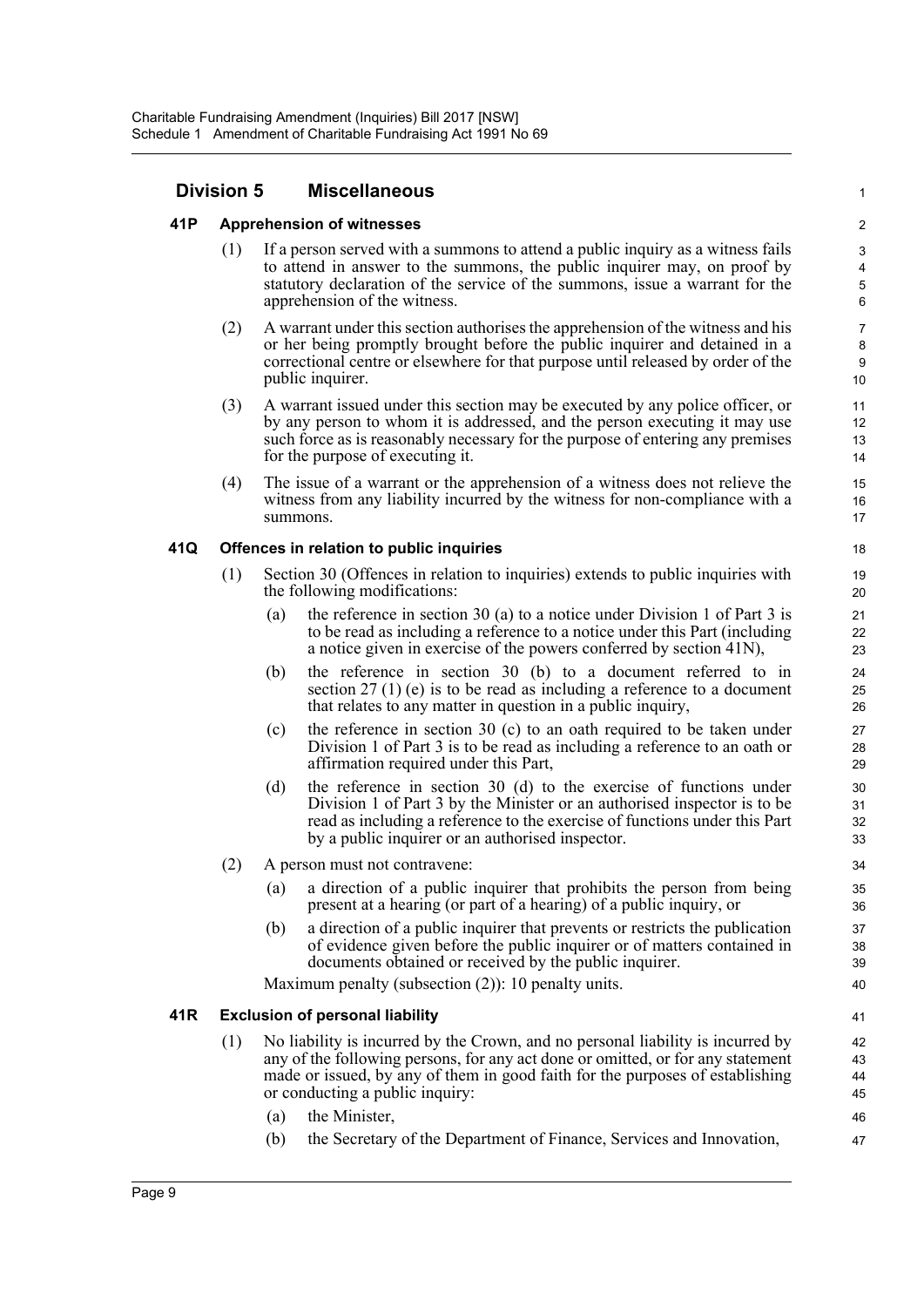## Division 5 Miscellaneous

### 41P Apprehension of witnesses

(1) If a person served with a summons to attend a public inquiry as a witness fails to attend in answer to the summons, the public inquirer may, on proof by statutory declaration of the service of the summons, issue a warrant for the apprehension of the witness.

(2) A warrant under this section authorises the apprehension of the witness and his or her being promptly brought before the public inquirer and detained in a correctional centre or elsewhere for that purpose until released by order of the public inquirer.

(3) A warrant issued under this section may be executed by any police officer, or by any person to whom it is addressed, and the person executing it may use such force as is reasonably necessary for the purpose of entering any premises for the purpose of executing it.

(4) The issue of a warrant or the apprehension of a witness does not relieve the witness from any liability incurred by the witness for non-compliance with a summons.

### 41Q Offences in relation to public inquiries

(1) Section 30 (Offences in relation to inquiries) extends to public inquiries with the following modifications:

(a) the reference in section 30 (a) to a notice under Division 1 of Part 3 is to be read as including a reference to a notice under this Part (including a notice given in exercise of the powers conferred by section 41N),

(b) the reference in section 30 (b) to a document referred to in section 27 (1) (e) is to be read as including a reference to a document that relates to any matter in question in a public inquiry,

(c) the reference in section 30 (c) to an oath required to be taken under Division 1 of Part 3 is to be read as including a reference to an oath or affirmation required under this Part,

(d) the reference in section 30 (d) to the exercise of functions under Division 1 of Part 3 by the Minister or an authorised inspector is to be read as including a reference to the exercise of functions under this Part by a public inquirer or an authorised inspector.

(2) A person must not contravene:

(a) a direction of a public inquirer that prohibits the person from being present at a hearing (or part of a hearing) of a public inquiry, or

(b) a direction of a public inquirer that prevents or restricts the publication of evidence given before the public inquirer or of matters contained in documents obtained or received by the public inquirer.

Maximum penalty (subsection (2)): 10 penalty units.

### 41R Exclusion of personal liability

(1) No liability is incurred by the Crown, and no personal liability is incurred by any of the following persons, for any act done or omitted, or for any statement made or issued, by any of them in good faith for the purposes of establishing or conducting a public inquiry:

(a) the Minister,

(b) the Secretary of the Department of Finance, Services and Innovation,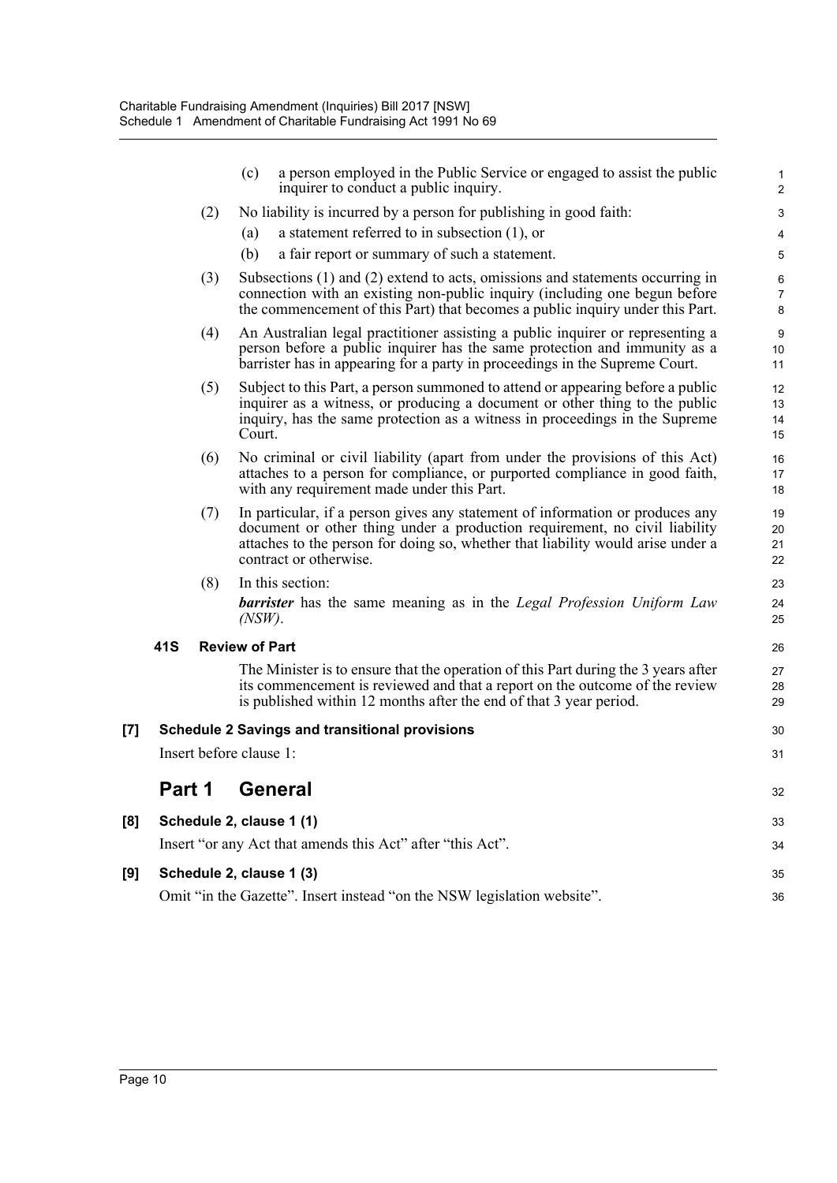(c) a person employed in the Public Service or engaged to assist the public inquirer to conduct a public inquiry.

(2) No liability is incurred by a person for publishing in good faith:

(a) a statement referred to in subsection (1), or

(b) a fair report or summary of such a statement.

(3) Subsections (1) and (2) extend to acts, omissions and statements occurring in connection with an existing non-public inquiry (including one begun before the commencement of this Part) that becomes a public inquiry under this Part.

(4) An Australian legal practitioner assisting a public inquirer or representing a person before a public inquirer has the same protection and immunity as a barrister has in appearing for a party in proceedings in the Supreme Court.

(5) Subject to this Part, a person summoned to attend or appearing before a public inquirer as a witness, or producing a document or other thing to the public inquiry, has the same protection as a witness in proceedings in the Supreme Court.

(6) No criminal or civil liability (apart from under the provisions of this Act) attaches to a person for compliance, or purported compliance in good faith, with any requirement made under this Part.

(7) In particular, if a person gives any statement of information or produces any document or other thing under a production requirement, no civil liability attaches to the person for doing so, whether that liability would arise under a contract or otherwise.

(8) In this section:

***barrister*** has the same meaning as in the *Legal Profession Uniform Law (NSW)*.

**41S Review of Part**

The Minister is to ensure that the operation of this Part during the 3 years after its commencement is reviewed and that a report on the outcome of the review is published within 12 months after the end of that 3 year period.

**[7] Schedule 2 Savings and transitional provisions**

Insert before clause 1:

## Part 1 General

**[8] Schedule 2, clause 1 (1)**

Insert "or any Act that amends this Act" after "this Act".

**[9] Schedule 2, clause 1 (3)**

Omit "in the Gazette". Insert instead "on the NSW legislation website".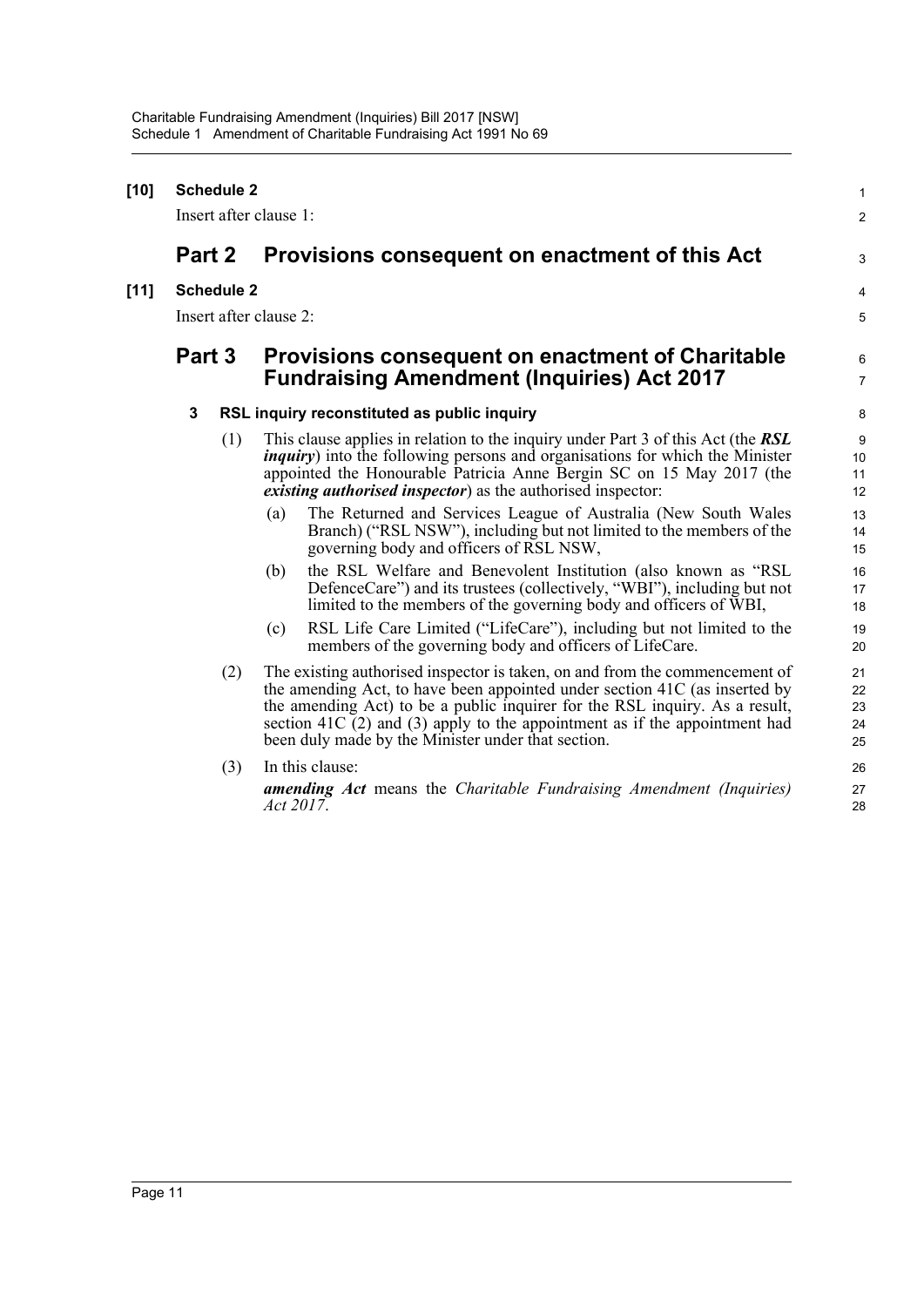**[10] Schedule 2**

Insert after clause 1:

## Part 2 Provisions consequent on enactment of this Act

**[11] Schedule 2**

Insert after clause 2:

## Part 3 Provisions consequent on enactment of Charitable Fundraising Amendment (Inquiries) Act 2017

### 3 RSL inquiry reconstituted as public inquiry

(1) This clause applies in relation to the inquiry under Part 3 of this Act (the ***RSL inquiry***) into the following persons and organisations for which the Minister appointed the Honourable Patricia Anne Bergin SC on 15 May 2017 (the ***existing authorised inspector***) as the authorised inspector:

(a) The Returned and Services League of Australia (New South Wales Branch) ("RSL NSW"), including but not limited to the members of the governing body and officers of RSL NSW,

(b) the RSL Welfare and Benevolent Institution (also known as "RSL DefenceCare") and its trustees (collectively, "WBI"), including but not limited to the members of the governing body and officers of WBI,

(c) RSL Life Care Limited ("LifeCare"), including but not limited to the members of the governing body and officers of LifeCare.

(2) The existing authorised inspector is taken, on and from the commencement of the amending Act, to have been appointed under section 41C (as inserted by the amending Act) to be a public inquirer for the RSL inquiry. As a result, section 41C (2) and (3) apply to the appointment as if the appointment had been duly made by the Minister under that section.

(3) In this clause:

***amending Act*** means the *Charitable Fundraising Amendment (Inquiries) Act 2017*.